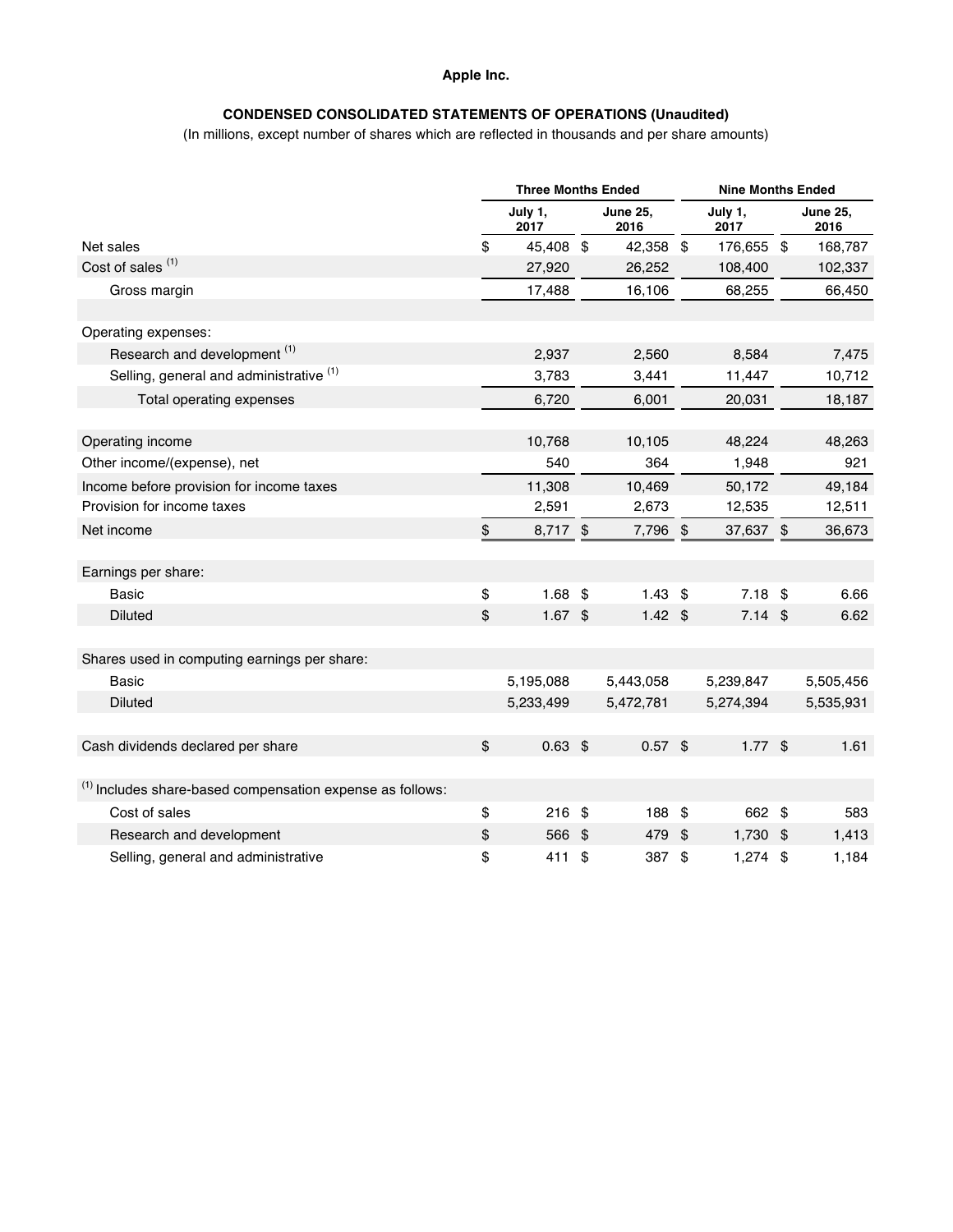# Apple Inc.

## CONDENSED CONSOLIDATED STATEMENTS OF OPERATIONS (Unaudited)

(In millions, except number of shares which are reflected in thousands and per share amounts)

| | Three Months Ended | | Nine Months Ended | |
|---|---|---|---|---|
| | July 1, 2017 | June 25, 2016 | July 1, 2017 | June 25, 2016 |
| Net sales | $ 45,408 | $ 42,358 | $ 176,655 | $ 168,787 |
| Cost of sales [(1)] | 27,920 | 26,252 | 108,400 | 102,337 |
| Gross margin | 17,488 | 16,106 | 68,255 | 66,450 |
| | | | | |
| Operating expenses: | | | | |
| Research and development [(1)] | 2,937 | 2,560 | 8,584 | 7,475 |
| Selling, general and administrative [(1)] | 3,783 | 3,441 | 11,447 | 10,712 |
| Total operating expenses | 6,720 | 6,001 | 20,031 | 18,187 |
| | | | | |
| Operating income | 10,768 | 10,105 | 48,224 | 48,263 |
| Other income/(expense), net | 540 | 364 | 1,948 | 921 |
| Income before provision for income taxes | 11,308 | 10,469 | 50,172 | 49,184 |
| Provision for income taxes | 2,591 | 2,673 | 12,535 | 12,511 |
| Net income | $ 8,717 | $ 7,796 | $ 37,637 | $ 36,673 |
| | | | | |
| Earnings per share: | | | | |
| Basic | $ 1.68 | $ 1.43 | $ 7.18 | $ 6.66 |
| Diluted | $ 1.67 | $ 1.42 | $ 7.14 | $ 6.62 |
| | | | | |
| Shares used in computing earnings per share: | | | | |
| Basic | 5,195,088 | 5,443,058 | 5,239,847 | 5,505,456 |
| Diluted | 5,233,499 | 5,472,781 | 5,274,394 | 5,535,931 |
| | | | | |
| Cash dividends declared per share | $ 0.63 | $ 0.57 | $ 1.77 | $ 1.61 |
| | | | | |
| [(1)] Includes share-based compensation expense as follows: | | | | |
| Cost of sales | $ 216 | $ 188 | $ 662 | $ 583 |
| Research and development | $ 566 | $ 479 | $ 1,730 | $ 1,413 |
| Selling, general and administrative | $ 411 | $ 387 | $ 1,274 | $ 1,184 |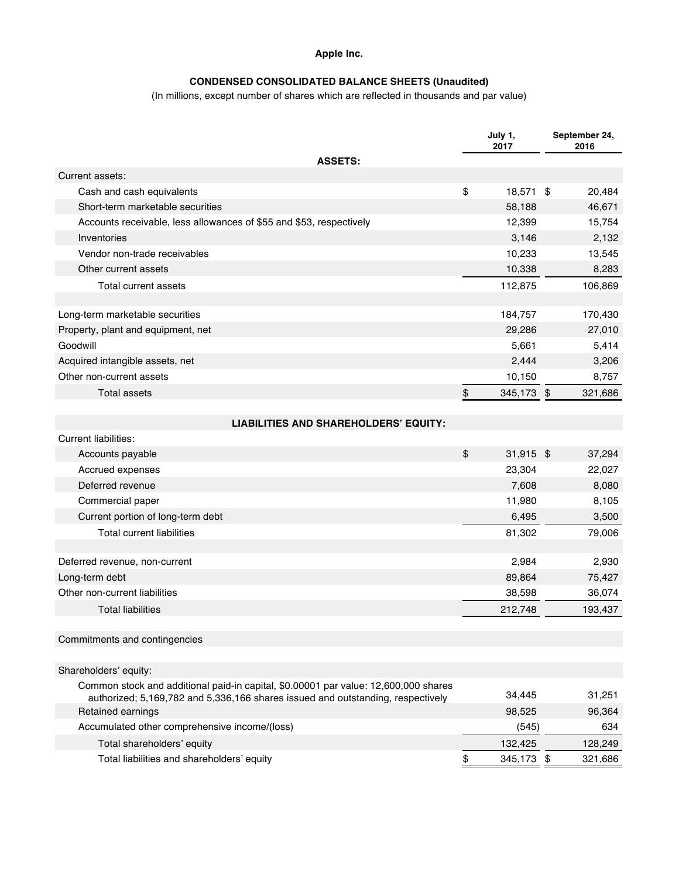**Apple Inc.**

**CONDENSED CONSOLIDATED BALANCE SHEETS (Unaudited)**

(In millions, except number of shares which are reflected in thousands and par value)

| | July 1, 2017 | September 24, 2016 |
|---|---|---|
| **ASSETS:** | | |
| Current assets: | | |
| Cash and cash equivalents | $ 18,571 | $ 20,484 |
| Short-term marketable securities | 58,188 | 46,671 |
| Accounts receivable, less allowances of $55 and $53, respectively | 12,399 | 15,754 |
| Inventories | 3,146 | 2,132 |
| Vendor non-trade receivables | 10,233 | 13,545 |
| Other current assets | 10,338 | 8,283 |
| Total current assets | 112,875 | 106,869 |
| | | |
| Long-term marketable securities | 184,757 | 170,430 |
| Property, plant and equipment, net | 29,286 | 27,010 |
| Goodwill | 5,661 | 5,414 |
| Acquired intangible assets, net | 2,444 | 3,206 |
| Other non-current assets | 10,150 | 8,757 |
| Total assets | $ 345,173 | $ 321,686 |
| | | |
| **LIABILITIES AND SHAREHOLDERS' EQUITY:** | | |
| Current liabilities: | | |
| Accounts payable | $ 31,915 | $ 37,294 |
| Accrued expenses | 23,304 | 22,027 |
| Deferred revenue | 7,608 | 8,080 |
| Commercial paper | 11,980 | 8,105 |
| Current portion of long-term debt | 6,495 | 3,500 |
| Total current liabilities | 81,302 | 79,006 |
| | | |
| Deferred revenue, non-current | 2,984 | 2,930 |
| Long-term debt | 89,864 | 75,427 |
| Other non-current liabilities | 38,598 | 36,074 |
| Total liabilities | 212,748 | 193,437 |
| | | |
| Commitments and contingencies | | |
| | | |
| Shareholders' equity: | | |
| Common stock and additional paid-in capital, $0.00001 par value: 12,600,000 shares authorized; 5,169,782 and 5,336,166 shares issued and outstanding, respectively | 34,445 | 31,251 |
| Retained earnings | 98,525 | 96,364 |
| Accumulated other comprehensive income/(loss) | (545) | 634 |
| Total shareholders' equity | 132,425 | 128,249 |
| Total liabilities and shareholders' equity | $ 345,173 | $ 321,686 |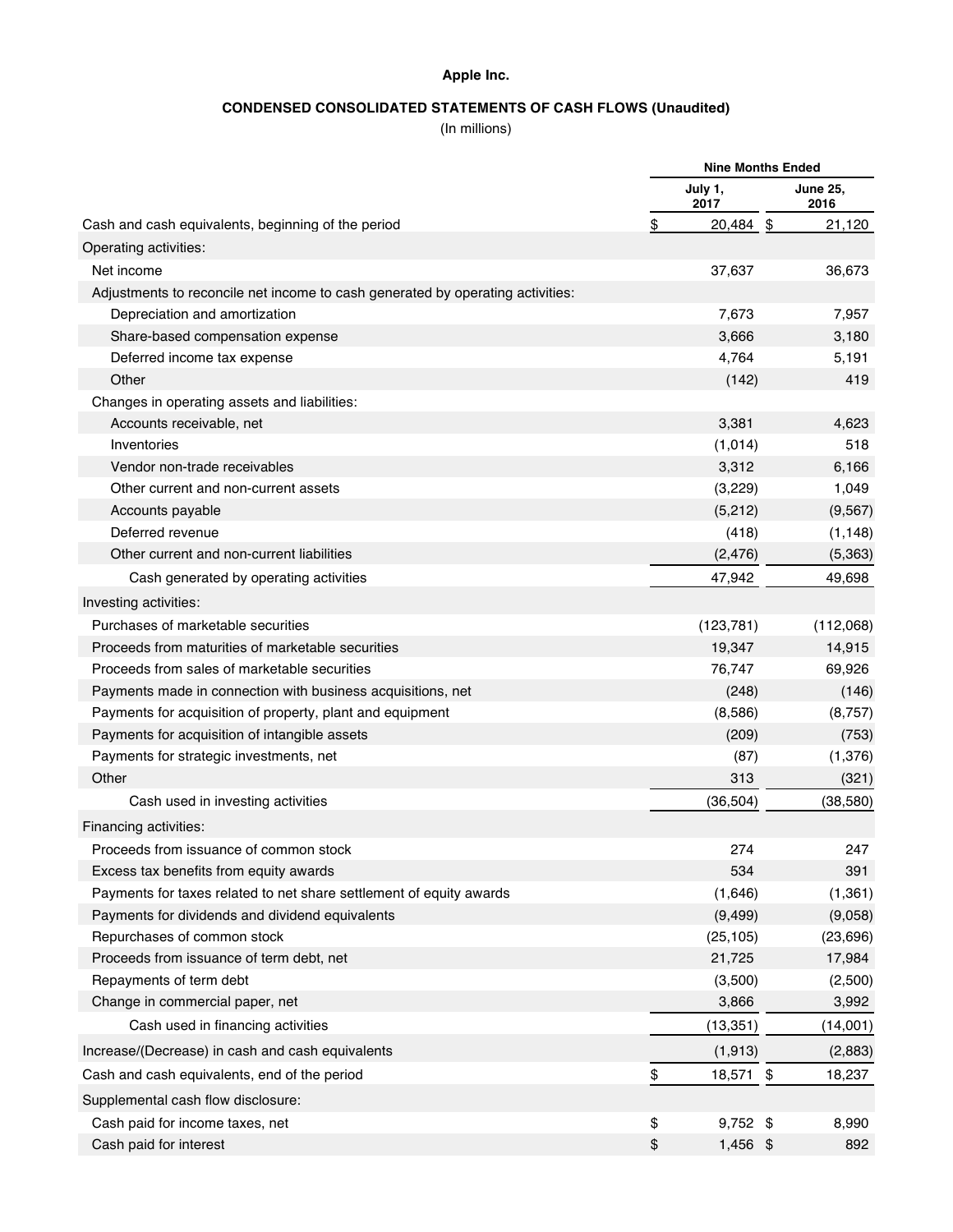**Apple Inc.**

**CONDENSED CONSOLIDATED STATEMENTS OF CASH FLOWS (Unaudited)**

(In millions)

| | Nine Months Ended | |
|---|---|---|
| | July 1, 2017 | June 25, 2016 |
| Cash and cash equivalents, beginning of the period | $ 20,484 | $ 21,120 |
| Operating activities: | | |
| Net income | 37,637 | 36,673 |
| Adjustments to reconcile net income to cash generated by operating activities: | | |
| Depreciation and amortization | 7,673 | 7,957 |
| Share-based compensation expense | 3,666 | 3,180 |
| Deferred income tax expense | 4,764 | 5,191 |
| Other | (142) | 419 |
| Changes in operating assets and liabilities: | | |
| Accounts receivable, net | 3,381 | 4,623 |
| Inventories | (1,014) | 518 |
| Vendor non-trade receivables | 3,312 | 6,166 |
| Other current and non-current assets | (3,229) | 1,049 |
| Accounts payable | (5,212) | (9,567) |
| Deferred revenue | (418) | (1,148) |
| Other current and non-current liabilities | (2,476) | (5,363) |
| Cash generated by operating activities | 47,942 | 49,698 |
| Investing activities: | | |
| Purchases of marketable securities | (123,781) | (112,068) |
| Proceeds from maturities of marketable securities | 19,347 | 14,915 |
| Proceeds from sales of marketable securities | 76,747 | 69,926 |
| Payments made in connection with business acquisitions, net | (248) | (146) |
| Payments for acquisition of property, plant and equipment | (8,586) | (8,757) |
| Payments for acquisition of intangible assets | (209) | (753) |
| Payments for strategic investments, net | (87) | (1,376) |
| Other | 313 | (321) |
| Cash used in investing activities | (36,504) | (38,580) |
| Financing activities: | | |
| Proceeds from issuance of common stock | 274 | 247 |
| Excess tax benefits from equity awards | 534 | 391 |
| Payments for taxes related to net share settlement of equity awards | (1,646) | (1,361) |
| Payments for dividends and dividend equivalents | (9,499) | (9,058) |
| Repurchases of common stock | (25,105) | (23,696) |
| Proceeds from issuance of term debt, net | 21,725 | 17,984 |
| Repayments of term debt | (3,500) | (2,500) |
| Change in commercial paper, net | 3,866 | 3,992 |
| Cash used in financing activities | (13,351) | (14,001) |
| Increase/(Decrease) in cash and cash equivalents | (1,913) | (2,883) |
| Cash and cash equivalents, end of the period | $ 18,571 | $ 18,237 |
| Supplemental cash flow disclosure: | | |
| Cash paid for income taxes, net | $ 9,752 | $ 8,990 |
| Cash paid for interest | $ 1,456 | $ 892 |